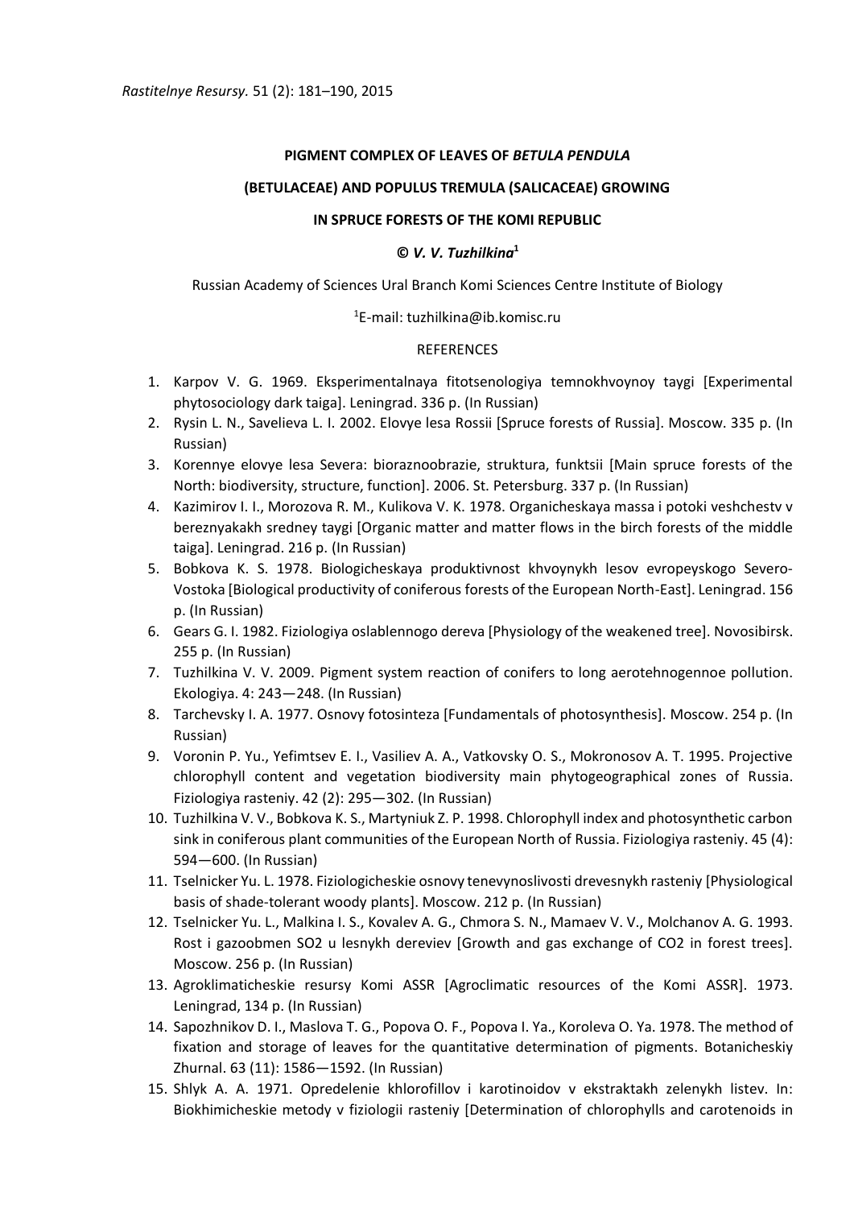*Rastitelnye Resursy.* 51 (2): 181–190, 2015

**PIGMENT COMPLEX OF LEAVES OF *BETULA PENDULA***

**(BETULACEAE) AND POPULUS TREMULA (SALICACEAE) GROWING**

**IN SPRUCE FORESTS OF THE KOMI REPUBLIC**

***© V. V. Tuzhilkina*[1]**

Russian Academy of Sciences Ural Branch Komi Sciences Centre Institute of Biology

[1]E-mail: tuzhilkina@ib.komisc.ru

REFERENCES

1. Karpov V. G. 1969. Eksperimentalnaya fitotsenologiya temnokhvoynoy taygi [Experimental phytosociology dark taiga]. Leningrad. 336 p. (In Russian)
2. Rysin L. N., Savelieva L. I. 2002. Elovye lesa Rossii [Spruce forests of Russia]. Moscow. 335 p. (In Russian)
3. Korennye elovye lesa Severa: bioraznoobrazie, struktura, funktsii [Main spruce forests of the North: biodiversity, structure, function]. 2006. St. Petersburg. 337 p. (In Russian)
4. Kazimirov I. I., Morozova R. M., Kulikova V. K. 1978. Organicheskaya massa i potoki veshchestv v bereznyakakh sredney taigi [Organic matter and matter flows in the birch forests of the middle taiga]. Leningrad. 216 p. (In Russian)
5. Bobkova K. S. 1978. Biologicheskaya produktivnost khvoynykh lesov evropeyskogo Severo-Vostoka [Biological productivity of coniferous forests of the European North-East]. Leningrad. 156 p. (In Russian)
6. Gears G. I. 1982. Fiziologiya oslablennogo dereva [Physiology of the weakened tree]. Novosibirsk. 255 p. (In Russian)
7. Tuzhilkina V. V. 2009. Pigment system reaction of conifers to long aerotehnogennoe pollution. Ekologiya. 4: 243—248. (In Russian)
8. Tarchevsky I. A. 1977. Osnovy fotosinteza [Fundamentals of photosynthesis]. Moscow. 254 p. (In Russian)
9. Voronin P. Yu., Yefimtsev E. I., Vasiliev A. A., Vatkovsky O. S., Mokronosov A. T. 1995. Projective chlorophyll content and vegetation biodiversity main phytogeographical zones of Russia. Fiziologiya rasteniy. 42 (2): 295—302. (In Russian)
10. Tuzhilkina V. V., Bobkova K. S., Martyniuk Z. P. 1998. Chlorophyll index and photosynthetic carbon sink in coniferous plant communities of the European North of Russia. Fiziologiya rasteniy. 45 (4): 594—600. (In Russian)
11. Tselnicker Yu. L. 1978. Fiziologicheskie osnovy tenevynoslivosti drevesnykh rasteniy [Physiological basis of shade-tolerant woody plants]. Moscow. 212 p. (In Russian)
12. Tselnicker Yu. L., Malkina I. S., Kovalev A. G., Chmora S. N., Mamaev V. V., Molchanov A. G. 1993. Rost i gazoobmen SO2 u lesnykh dereviev [Growth and gas exchange of CO2 in forest trees]. Moscow. 256 p. (In Russian)
13. Agroklimaticheskie resursy Komi ASSR [Agroclimatic resources of the Komi ASSR]. 1973. Leningrad, 134 p. (In Russian)
14. Sapozhnikov D. I., Maslova T. G., Popova O. F., Popova I. Ya., Koroleva O. Ya. 1978. The method of fixation and storage of leaves for the quantitative determination of pigments. Botanicheskiy Zhurnal. 63 (11): 1586—1592. (In Russian)
15. Shlyk A. A. 1971. Opredelenie khlorofillov i karotinoidov v ekstraktakh zelenykh listev. In: Biokhimicheskie metody v fiziologii rasteniy [Determination of chlorophylls and carotenoids in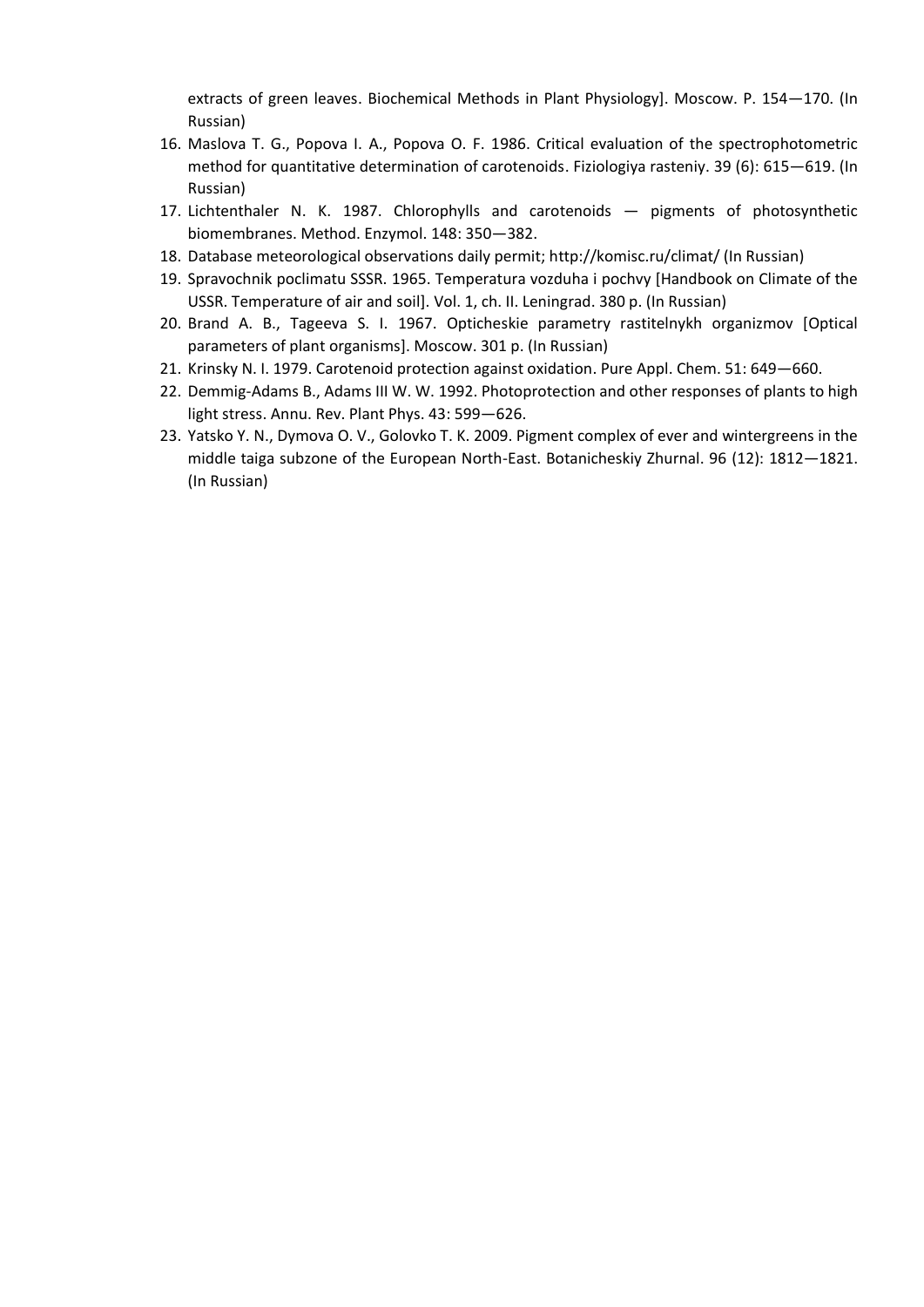extracts of green leaves. Biochemical Methods in Plant Physiology]. Moscow. P. 154—170. (In Russian)

16. Maslova T. G., Popova I. A., Popova O. F. 1986. Critical evaluation of the spectrophotometric method for quantitative determination of carotenoids. Fiziologiya rasteniy. 39 (6): 615—619. (In Russian)
17. Lichtenthaler N. K. 1987. Chlorophylls and carotenoids — pigments of photosynthetic biomembranes. Method. Enzymol. 148: 350—382.
18. Database meteorological observations daily permit; http://komisc.ru/climat/ (In Russian)
19. Spravochnik poclimatu SSSR. 1965. Temperatura vozduha i pochvy [Handbook on Climate of the USSR. Temperature of air and soil]. Vol. 1, ch. II. Leningrad. 380 p. (In Russian)
20. Brand A. B., Tageeva S. I. 1967. Opticheskie parametry rastitelnykh organizmov [Optical parameters of plant organisms]. Moscow. 301 p. (In Russian)
21. Krinsky N. I. 1979. Carotenoid protection against oxidation. Pure Appl. Chem. 51: 649—660.
22. Demmig-Adams B., Adams III W. W. 1992. Photoprotection and other responses of plants to high light stress. Annu. Rev. Plant Phys. 43: 599—626.
23. Yatsko Y. N., Dymova O. V., Golovko T. K. 2009. Pigment complex of ever and wintergreens in the middle taiga subzone of the European North-East. Botanicheskiy Zhurnal. 96 (12): 1812—1821. (In Russian)